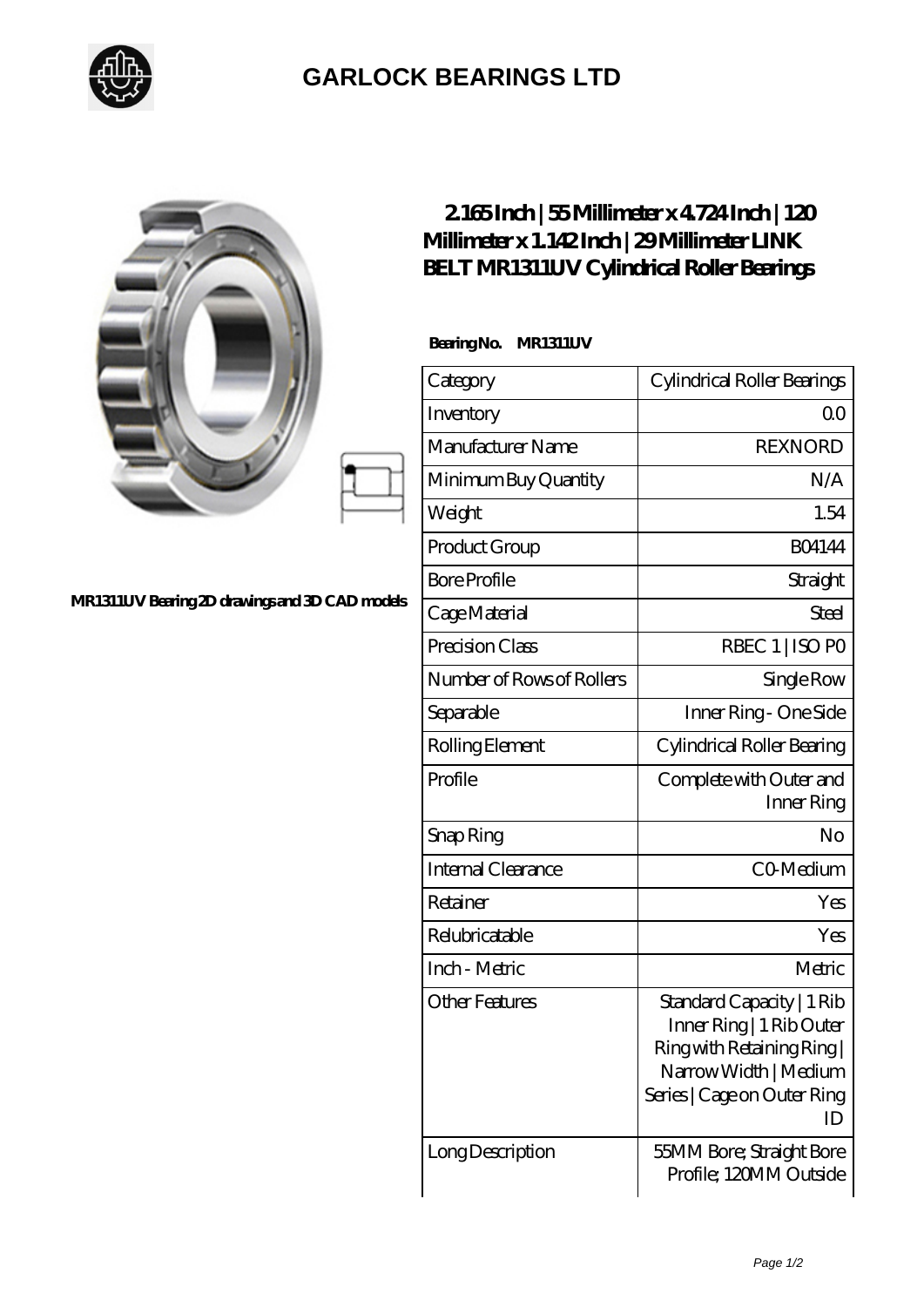## GARLOCK BEARINGS LTD

MR1311UV Bearing 2D drawings and 3D CAD models

# 2.165 Inch | 55 Millimeter x 4.724 Inch | 120 Millimeter x 1.142 Inch | 29 Millimeter LINK BELT MR1311UV Cylindrical Roller Bearings

**Bearing No. MR1311UV**

| Category | Cylindrical Roller Bearings |
|---|---|
| Inventory | 0.0 |
| Manufacturer Name | REXNORD |
| Minimum Buy Quantity | N/A |
| Weight | 1.54 |
| Product Group | B04144 |
| Bore Profile | Straight |
| Cage Material | Steel |
| Precision Class | RBEC 1 \| ISO P0 |
| Number of Rows of Rollers | Single Row |
| Separable | Inner Ring - One Side |
| Rolling Element | Cylindrical Roller Bearing |
| Profile | Complete with Outer and Inner Ring |
| Snap Ring | No |
| Internal Clearance | C0-Medium |
| Retainer | Yes |
| Relubricatable | Yes |
| Inch - Metric | Metric |
| Other Features | Standard Capacity \| 1 Rib Inner Ring \| 1 Rib Outer Ring with Retaining Ring \| Narrow Width \| Medium Series \| Cage on Outer Ring ID |
| Long Description | 55MM Bore; Straight Bore Profile; 120MM Outside |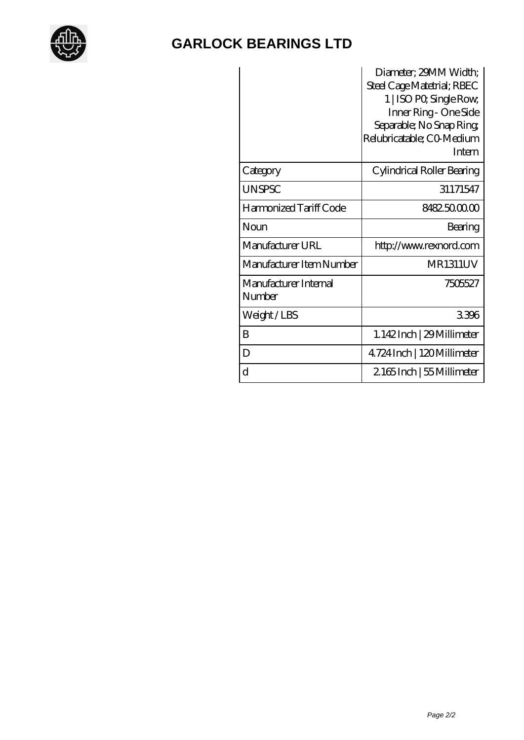# GARLOCK BEARINGS LTD

| | |
|---|---|
| | Diameter; 29MM Width; Steel Cage Matetrial; RBEC 1 \| ISO P0; Single Row; Inner Ring - One Side Separable; No Snap Ring; Relubricatable; C0-Medium Intern |
| Category | Cylindrical Roller Bearing |
| UNSPSC | 31171547 |
| Harmonized Tariff Code | 8482.50.00.00 |
| Noun | Bearing |
| Manufacturer URL | http://www.rexnord.com |
| Manufacturer Item Number | MR1311UV |
| Manufacturer Internal Number | 7505527 |
| Weight / LBS | 3.396 |
| B | 1.142 Inch \| 29 Millimeter |
| D | 4.724 Inch \| 120 Millimeter |
| d | 2.165 Inch \| 55 Millimeter |